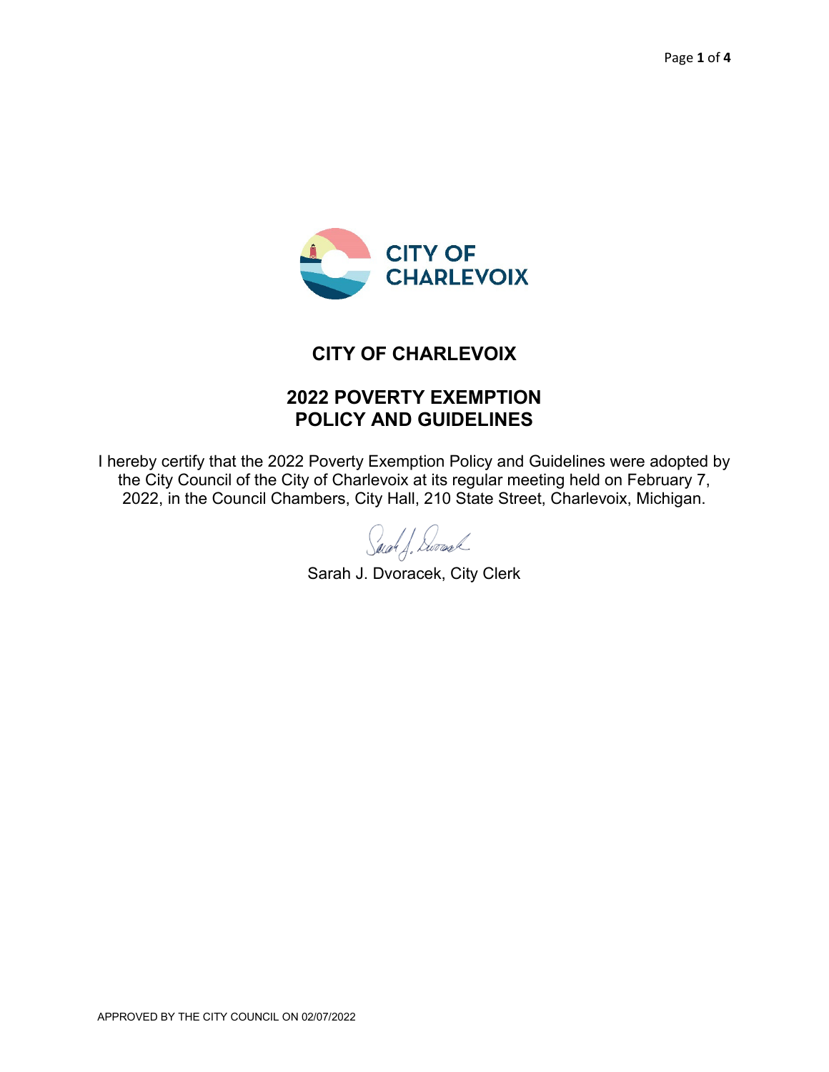# CITY OF CHARLEVOIX

## 2022 POVERTY EXEMPTION POLICY AND GUIDELINES

I hereby certify that the 2022 Poverty Exemption Policy and Guidelines were adopted by the City Council of the City of Charlevoix at its regular meeting held on February 7, 2022, in the Council Chambers, City Hall, 210 State Street, Charlevoix, Michigan.

Sarah J. Dvoracek, City Clerk

APPROVED BY THE CITY COUNCIL ON 02/07/2022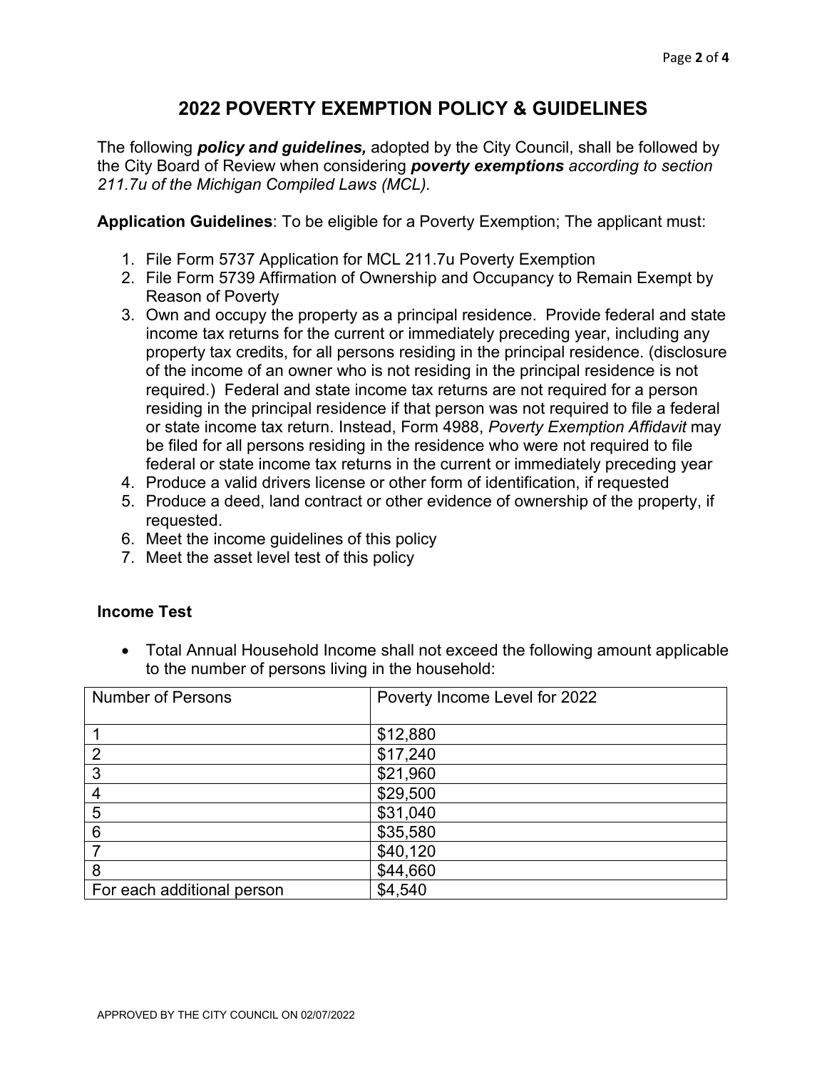# 2022 POVERTY EXEMPTION POLICY & GUIDELINES

The following ***policy and guidelines,*** adopted by the City Council, shall be followed by the City Board of Review when considering ***poverty exemptions*** *according to section 211.7u of the Michigan Compiled Laws (MCL).*

**Application Guidelines**: To be eligible for a Poverty Exemption; The applicant must:

1. File Form 5737 Application for MCL 211.7u Poverty Exemption
2. File Form 5739 Affirmation of Ownership and Occupancy to Remain Exempt by Reason of Poverty
3. Own and occupy the property as a principal residence. Provide federal and state income tax returns for the current or immediately preceding year, including any property tax credits, for all persons residing in the principal residence. (disclosure of the income of an owner who is not residing in the principal residence is not required.) Federal and state income tax returns are not required for a person residing in the principal residence if that person was not required to file a federal or state income tax return. Instead, Form 4988, *Poverty Exemption Affidavit* may be filed for all persons residing in the residence who were not required to file federal or state income tax returns in the current or immediately preceding year
4. Produce a valid drivers license or other form of identification, if requested
5. Produce a deed, land contract or other evidence of ownership of the property, if requested.
6. Meet the income guidelines of this policy
7. Meet the asset level test of this policy

**Income Test**

- Total Annual Household Income shall not exceed the following amount applicable to the number of persons living in the household:

| Number of Persons | Poverty Income Level for 2022 |
|---|---|
| 1 | $12,880 |
| 2 | $17,240 |
| 3 | $21,960 |
| 4 | $29,500 |
| 5 | $31,040 |
| 6 | $35,580 |
| 7 | $40,120 |
| 8 | $44,660 |
| For each additional person | $4,540 |

APPROVED BY THE CITY COUNCIL ON 02/07/2022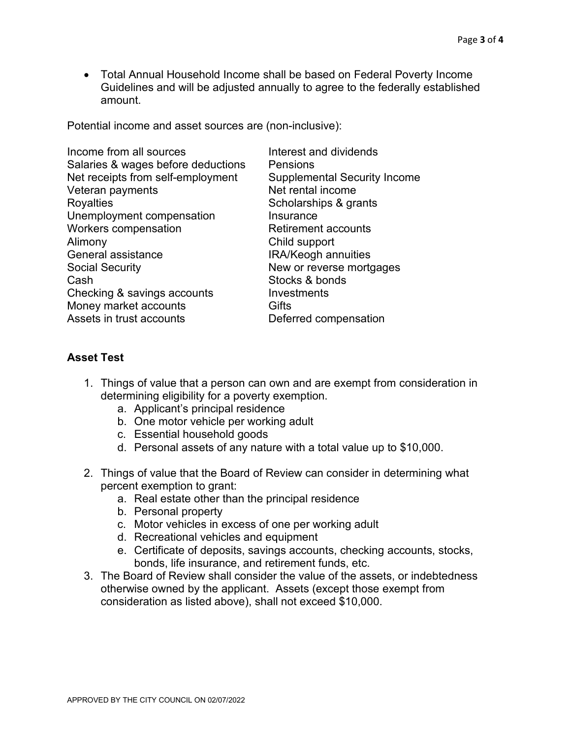- Total Annual Household Income shall be based on Federal Poverty Income Guidelines and will be adjusted annually to agree to the federally established amount.

Potential income and asset sources are (non-inclusive):

| | |
|---|---|
| Income from all sources | Interest and dividends |
| Salaries & wages before deductions | Pensions |
| Net receipts from self-employment | Supplemental Security Income |
| Veteran payments | Net rental income |
| Royalties | Scholarships & grants |
| Unemployment compensation | Insurance |
| Workers compensation | Retirement accounts |
| Alimony | Child support |
| General assistance | IRA/Keogh annuities |
| Social Security | New or reverse mortgages |
| Cash | Stocks & bonds |
| Checking & savings accounts | Investments |
| Money market accounts | Gifts |
| Assets in trust accounts | Deferred compensation |

**Asset Test**

1. Things of value that a person can own and are exempt from consideration in determining eligibility for a poverty exemption.
   a. Applicant's principal residence
   b. One motor vehicle per working adult
   c. Essential household goods
   d. Personal assets of any nature with a total value up to $10,000.

2. Things of value that the Board of Review can consider in determining what percent exemption to grant:
   a. Real estate other than the principal residence
   b. Personal property
   c. Motor vehicles in excess of one per working adult
   d. Recreational vehicles and equipment
   e. Certificate of deposits, savings accounts, checking accounts, stocks, bonds, life insurance, and retirement funds, etc.
3. The Board of Review shall consider the value of the assets, or indebtedness otherwise owned by the applicant. Assets (except those exempt from consideration as listed above), shall not exceed $10,000.

APPROVED BY THE CITY COUNCIL ON 02/07/2022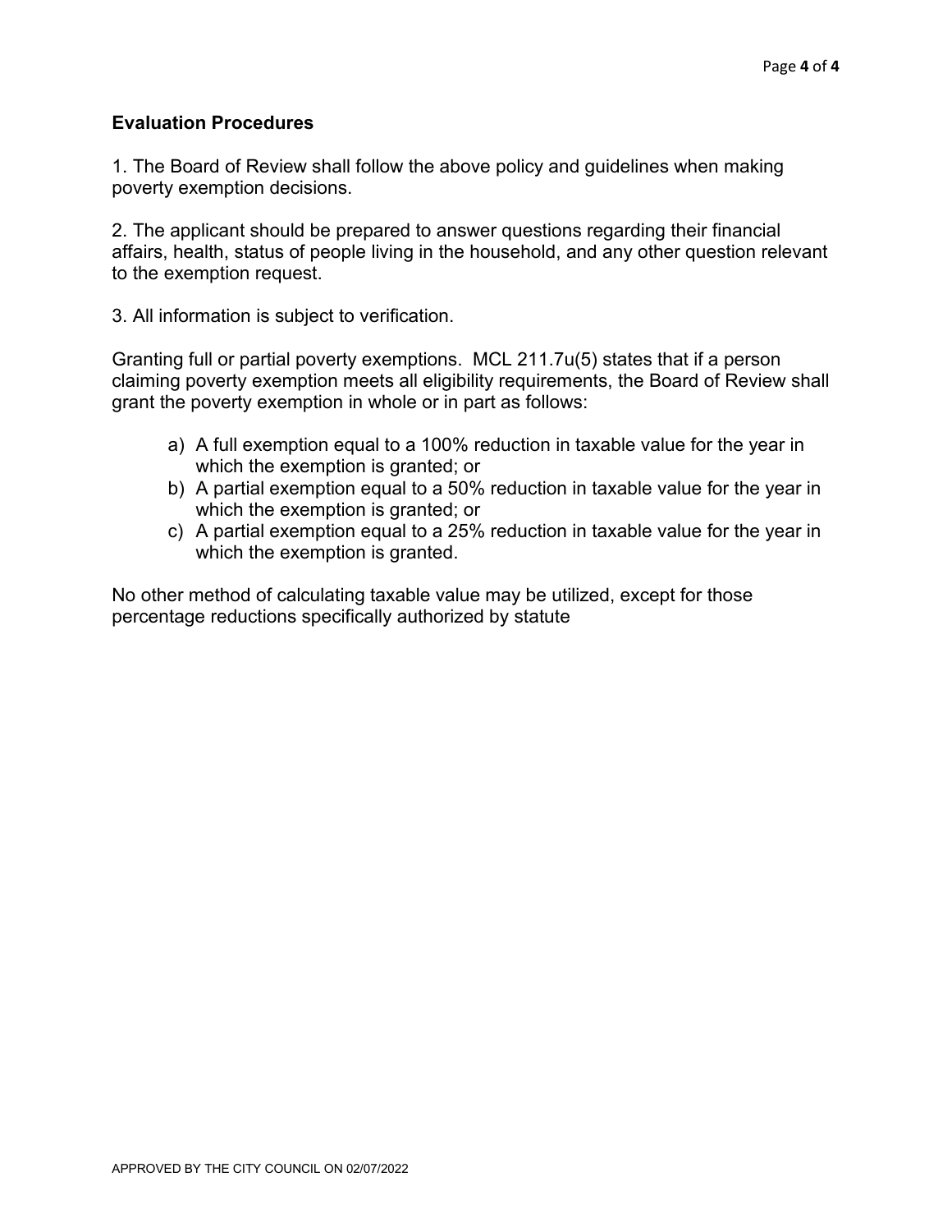## Evaluation Procedures

1. The Board of Review shall follow the above policy and guidelines when making poverty exemption decisions.

2. The applicant should be prepared to answer questions regarding their financial affairs, health, status of people living in the household, and any other question relevant to the exemption request.

3. All information is subject to verification.

Granting full or partial poverty exemptions. MCL 211.7u(5) states that if a person claiming poverty exemption meets all eligibility requirements, the Board of Review shall grant the poverty exemption in whole or in part as follows:

a) A full exemption equal to a 100% reduction in taxable value for the year in which the exemption is granted; or
b) A partial exemption equal to a 50% reduction in taxable value for the year in which the exemption is granted; or
c) A partial exemption equal to a 25% reduction in taxable value for the year in which the exemption is granted.

No other method of calculating taxable value may be utilized, except for those percentage reductions specifically authorized by statute

APPROVED BY THE CITY COUNCIL ON 02/07/2022